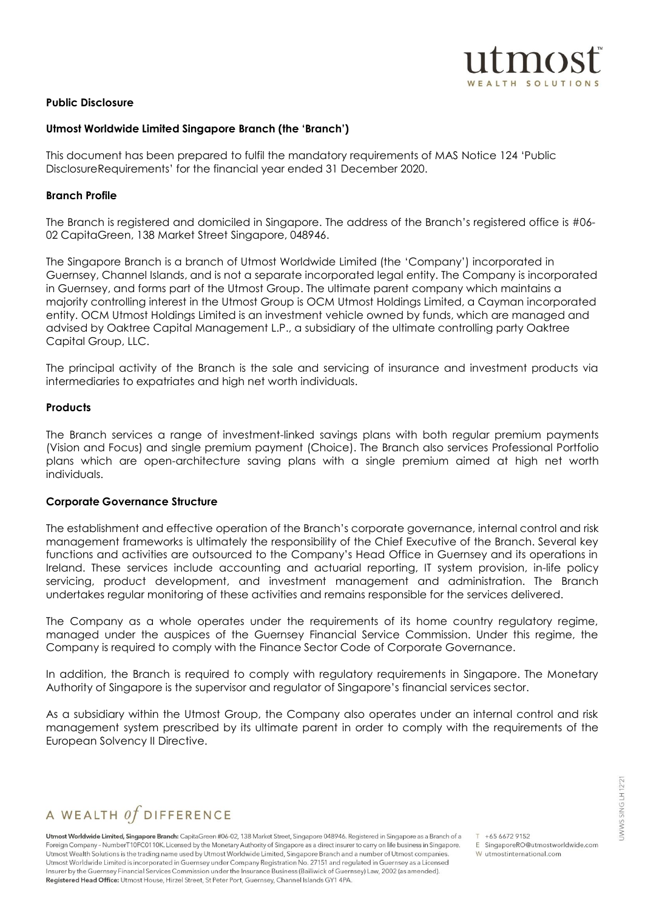**Public Disclosure**

**Utmost Worldwide Limited Singapore Branch (the 'Branch')**

This document has been prepared to fulfil the mandatory requirements of MAS Notice 124 'Public DisclosureRequirements' for the financial year ended 31 December 2020.

**Branch Profile**

The Branch is registered and domiciled in Singapore. The address of the Branch's registered office is #06-02 CapitaGreen, 138 Market Street Singapore, 048946.

The Singapore Branch is a branch of Utmost Worldwide Limited (the 'Company') incorporated in Guernsey, Channel Islands, and is not a separate incorporated legal entity. The Company is incorporated in Guernsey, and forms part of the Utmost Group. The ultimate parent company which maintains a majority controlling interest in the Utmost Group is OCM Utmost Holdings Limited, a Cayman incorporated entity. OCM Utmost Holdings Limited is an investment vehicle owned by funds, which are managed and advised by Oaktree Capital Management L.P., a subsidiary of the ultimate controlling party Oaktree Capital Group, LLC.

The principal activity of the Branch is the sale and servicing of insurance and investment products via intermediaries to expatriates and high net worth individuals.

**Products**

The Branch services a range of investment-linked savings plans with both regular premium payments (Vision and Focus) and single premium payment (Choice). The Branch also services Professional Portfolio plans which are open-architecture saving plans with a single premium aimed at high net worth individuals.

**Corporate Governance Structure**

The establishment and effective operation of the Branch's corporate governance, internal control and risk management frameworks is ultimately the responsibility of the Chief Executive of the Branch. Several key functions and activities are outsourced to the Company's Head Office in Guernsey and its operations in Ireland. These services include accounting and actuarial reporting, IT system provision, in-life policy servicing, product development, and investment management and administration. The Branch undertakes regular monitoring of these activities and remains responsible for the services delivered.

The Company as a whole operates under the requirements of its home country regulatory regime, managed under the auspices of the Guernsey Financial Service Commission. Under this regime, the Company is required to comply with the Finance Sector Code of Corporate Governance.

In addition, the Branch is required to comply with regulatory requirements in Singapore. The Monetary Authority of Singapore is the supervisor and regulator of Singapore's financial services sector.

As a subsidiary within the Utmost Group, the Company also operates under an internal control and risk management system prescribed by its ultimate parent in order to comply with the requirements of the European Solvency II Directive.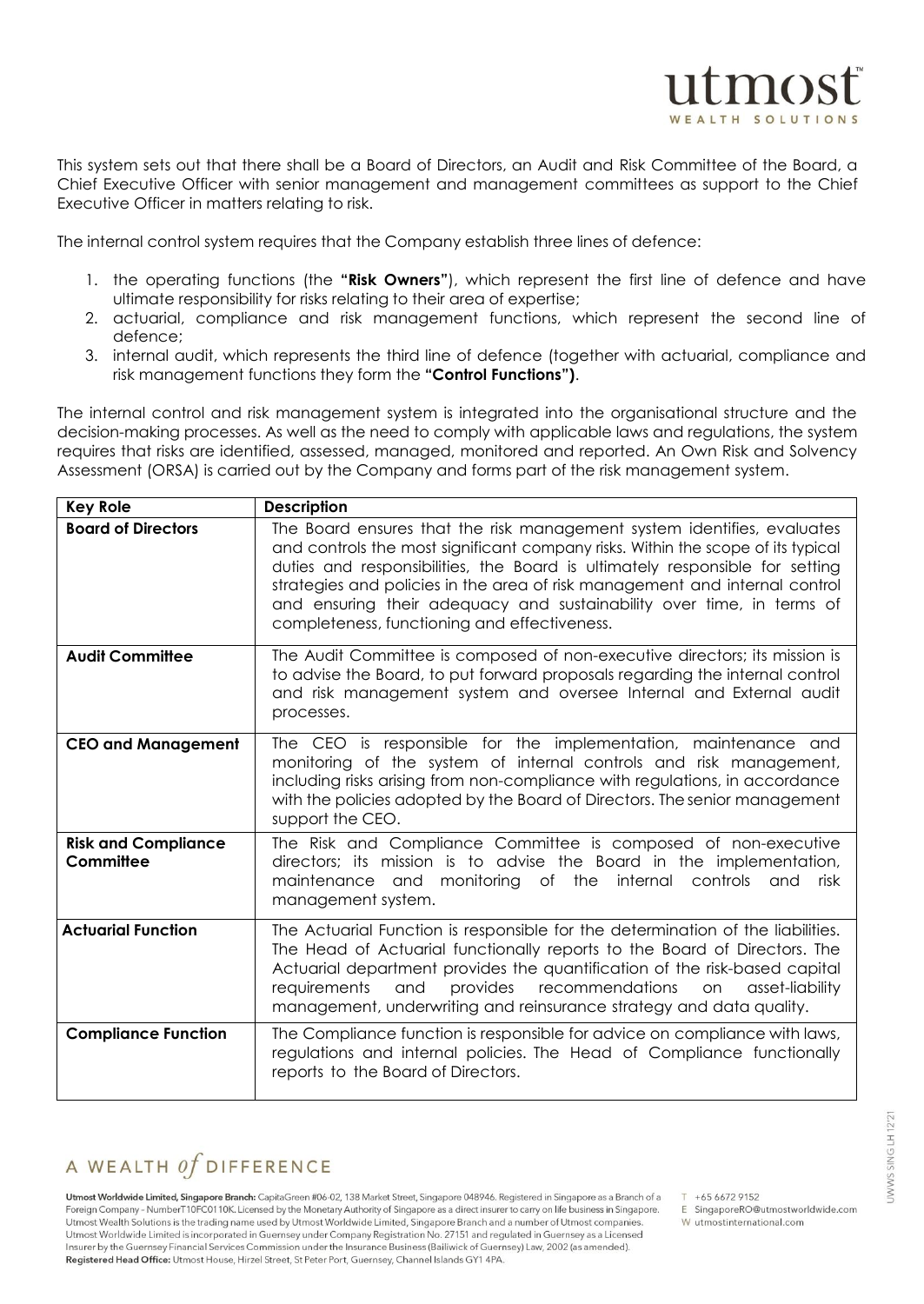This system sets out that there shall be a Board of Directors, an Audit and Risk Committee of the Board, a Chief Executive Officer with senior management and management committees as support to the Chief Executive Officer in matters relating to risk.

The internal control system requires that the Company establish three lines of defence:

1. the operating functions (the **"Risk Owners"**), which represent the first line of defence and have ultimate responsibility for risks relating to their area of expertise;
2. actuarial, compliance and risk management functions, which represent the second line of defence;
3. internal audit, which represents the third line of defence (together with actuarial, compliance and risk management functions they form the **"Control Functions")**.

The internal control and risk management system is integrated into the organisational structure and the decision-making processes. As well as the need to comply with applicable laws and regulations, the system requires that risks are identified, assessed, managed, monitored and reported. An Own Risk and Solvency Assessment (ORSA) is carried out by the Company and forms part of the risk management system.

| Key Role | Description |
|---|---|
| **Board of Directors** | The Board ensures that the risk management system identifies, evaluates and controls the most significant company risks. Within the scope of its typical duties and responsibilities, the Board is ultimately responsible for setting strategies and policies in the area of risk management and internal control and ensuring their adequacy and sustainability over time, in terms of completeness, functioning and effectiveness. |
| **Audit Committee** | The Audit Committee is composed of non-executive directors; its mission is to advise the Board, to put forward proposals regarding the internal control and risk management system and oversee Internal and External audit processes. |
| **CEO and Management** | The CEO is responsible for the implementation, maintenance and monitoring of the system of internal controls and risk management, including risks arising from non-compliance with regulations, in accordance with the policies adopted by the Board of Directors. The senior management support the CEO. |
| **Risk and Compliance Committee** | The Risk and Compliance Committee is composed of non-executive directors; its mission is to advise the Board in the implementation, maintenance and monitoring of the internal controls and risk management system. |
| **Actuarial Function** | The Actuarial Function is responsible for the determination of the liabilities. The Head of Actuarial functionally reports to the Board of Directors. The Actuarial department provides the quantification of the risk-based capital requirements and provides recommendations on asset-liability management, underwriting and reinsurance strategy and data quality. |
| **Compliance Function** | The Compliance function is responsible for advice on compliance with laws, regulations and internal policies. The Head of Compliance functionally reports to the Board of Directors. |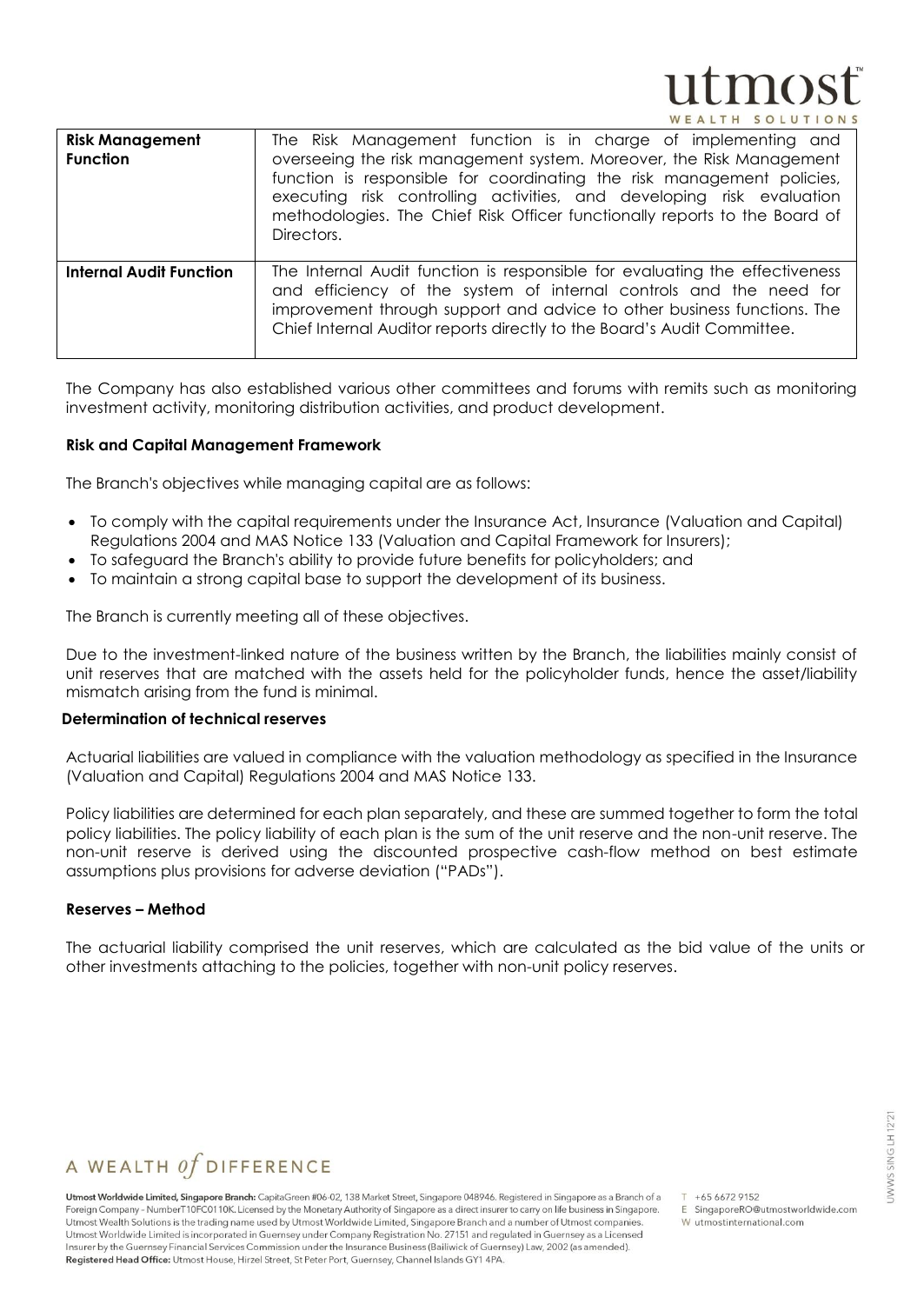| **Risk Management Function** | The Risk Management function is in charge of implementing and overseeing the risk management system. Moreover, the Risk Management function is responsible for coordinating the risk management policies, executing risk controlling activities, and developing risk evaluation methodologies. The Chief Risk Officer functionally reports to the Board of Directors. |
|---|---|
| **Internal Audit Function** | The Internal Audit function is responsible for evaluating the effectiveness and efficiency of the system of internal controls and the need for improvement through support and advice to other business functions. The Chief Internal Auditor reports directly to the Board's Audit Committee. |

The Company has also established various other committees and forums with remits such as monitoring investment activity, monitoring distribution activities, and product development.

**Risk and Capital Management Framework**

The Branch's objectives while managing capital are as follows:

- To comply with the capital requirements under the Insurance Act, Insurance (Valuation and Capital) Regulations 2004 and MAS Notice 133 (Valuation and Capital Framework for Insurers);
- To safeguard the Branch's ability to provide future benefits for policyholders; and
- To maintain a strong capital base to support the development of its business.

The Branch is currently meeting all of these objectives.

Due to the investment-linked nature of the business written by the Branch, the liabilities mainly consist of unit reserves that are matched with the assets held for the policyholder funds, hence the asset/liability mismatch arising from the fund is minimal.

**Determination of technical reserves**

Actuarial liabilities are valued in compliance with the valuation methodology as specified in the Insurance (Valuation and Capital) Regulations 2004 and MAS Notice 133.

Policy liabilities are determined for each plan separately, and these are summed together to form the total policy liabilities. The policy liability of each plan is the sum of the unit reserve and the non-unit reserve. The non-unit reserve is derived using the discounted prospective cash-flow method on best estimate assumptions plus provisions for adverse deviation ("PADs").

**Reserves – Method**

The actuarial liability comprised the unit reserves, which are calculated as the bid value of the units or other investments attaching to the policies, together with non-unit policy reserves.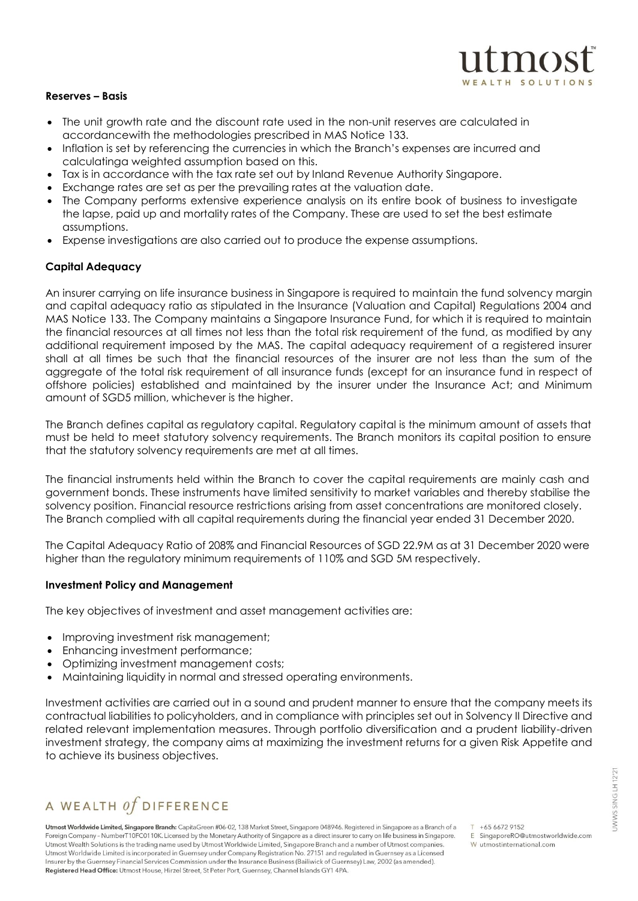**Reserves – Basis**

- The unit growth rate and the discount rate used in the non-unit reserves are calculated in accordancewith the methodologies prescribed in MAS Notice 133.
- Inflation is set by referencing the currencies in which the Branch's expenses are incurred and calculatinga weighted assumption based on this.
- Tax is in accordance with the tax rate set out by Inland Revenue Authority Singapore.
- Exchange rates are set as per the prevailing rates at the valuation date.
- The Company performs extensive experience analysis on its entire book of business to investigate the lapse, paid up and mortality rates of the Company. These are used to set the best estimate assumptions.
- Expense investigations are also carried out to produce the expense assumptions.

**Capital Adequacy**

An insurer carrying on life insurance business in Singapore is required to maintain the fund solvency margin and capital adequacy ratio as stipulated in the Insurance (Valuation and Capital) Regulations 2004 and MAS Notice 133. The Company maintains a Singapore Insurance Fund, for which it is required to maintain the financial resources at all times not less than the total risk requirement of the fund, as modified by any additional requirement imposed by the MAS. The capital adequacy requirement of a registered insurer shall at all times be such that the financial resources of the insurer are not less than the sum of the aggregate of the total risk requirement of all insurance funds (except for an insurance fund in respect of offshore policies) established and maintained by the insurer under the Insurance Act; and Minimum amount of SGD5 million, whichever is the higher.

The Branch defines capital as regulatory capital. Regulatory capital is the minimum amount of assets that must be held to meet statutory solvency requirements. The Branch monitors its capital position to ensure that the statutory solvency requirements are met at all times.

The financial instruments held within the Branch to cover the capital requirements are mainly cash and government bonds. These instruments have limited sensitivity to market variables and thereby stabilise the solvency position. Financial resource restrictions arising from asset concentrations are monitored closely. The Branch complied with all capital requirements during the financial year ended 31 December 2020.

The Capital Adequacy Ratio of 208% and Financial Resources of SGD 22.9M as at 31 December 2020 were higher than the regulatory minimum requirements of 110% and SGD 5M respectively.

**Investment Policy and Management**

The key objectives of investment and asset management activities are:

- Improving investment risk management;
- Enhancing investment performance;
- Optimizing investment management costs;
- Maintaining liquidity in normal and stressed operating environments.

Investment activities are carried out in a sound and prudent manner to ensure that the company meets its contractual liabilities to policyholders, and in compliance with principles set out in Solvency II Directive and related relevant implementation measures. Through portfolio diversification and a prudent liability-driven investment strategy, the company aims at maximizing the investment returns for a given Risk Appetite and to achieve its business objectives.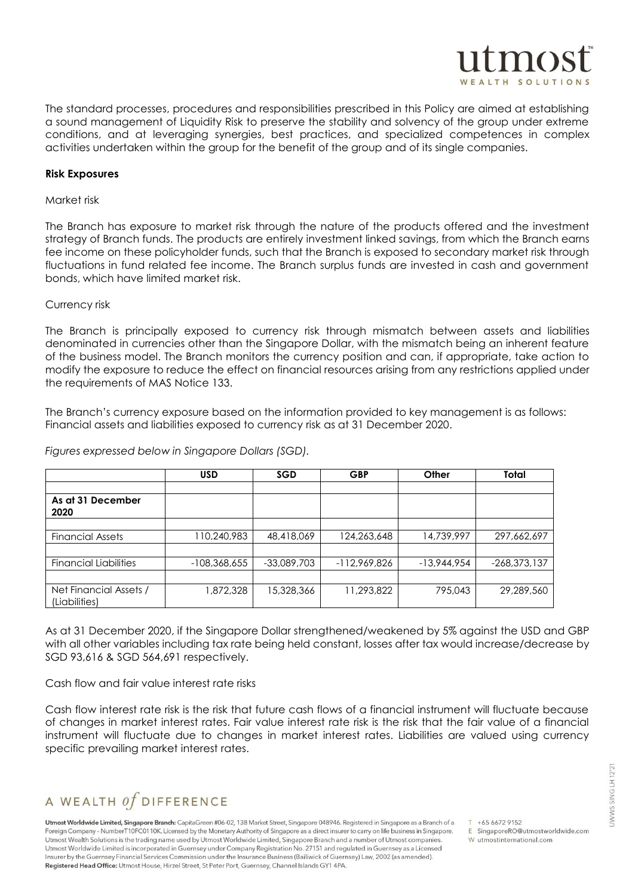The standard processes, procedures and responsibilities prescribed in this Policy are aimed at establishing a sound management of Liquidity Risk to preserve the stability and solvency of the group under extreme conditions, and at leveraging synergies, best practices, and specialized competences in complex activities undertaken within the group for the benefit of the group and of its single companies.

**Risk Exposures**

Market risk

The Branch has exposure to market risk through the nature of the products offered and the investment strategy of Branch funds. The products are entirely investment linked savings, from which the Branch earns fee income on these policyholder funds, such that the Branch is exposed to secondary market risk through fluctuations in fund related fee income. The Branch surplus funds are invested in cash and government bonds, which have limited market risk.

Currency risk

The Branch is principally exposed to currency risk through mismatch between assets and liabilities denominated in currencies other than the Singapore Dollar, with the mismatch being an inherent feature of the business model. The Branch monitors the currency position and can, if appropriate, take action to modify the exposure to reduce the effect on financial resources arising from any restrictions applied under the requirements of MAS Notice 133.

The Branch's currency exposure based on the information provided to key management is as follows: Financial assets and liabilities exposed to currency risk as at 31 December 2020.

*Figures expressed below in Singapore Dollars (SGD).*

| | USD | SGD | GBP | Other | Total |
|---|---|---|---|---|---|
| | | | | | |
| **As at 31 December 2020** | | | | | |
| | | | | | |
| Financial Assets | 110,240,983 | 48,418,069 | 124,263,648 | 14,739,997 | 297,662,697 |
| | | | | | |
| Financial Liabilities | -108,368,655 | -33,089,703 | -112,969,826 | -13,944,954 | -268,373,137 |
| | | | | | |
| Net Financial Assets / (Liabilities) | 1,872,328 | 15,328,366 | 11,293,822 | 795,043 | 29,289,560 |

As at 31 December 2020, if the Singapore Dollar strengthened/weakened by 5% against the USD and GBP with all other variables including tax rate being held constant, losses after tax would increase/decrease by SGD 93,616 & SGD 564,691 respectively.

Cash flow and fair value interest rate risks

Cash flow interest rate risk is the risk that future cash flows of a financial instrument will fluctuate because of changes in market interest rates. Fair value interest rate risk is the risk that the fair value of a financial instrument will fluctuate due to changes in market interest rates. Liabilities are valued using currency specific prevailing market interest rates.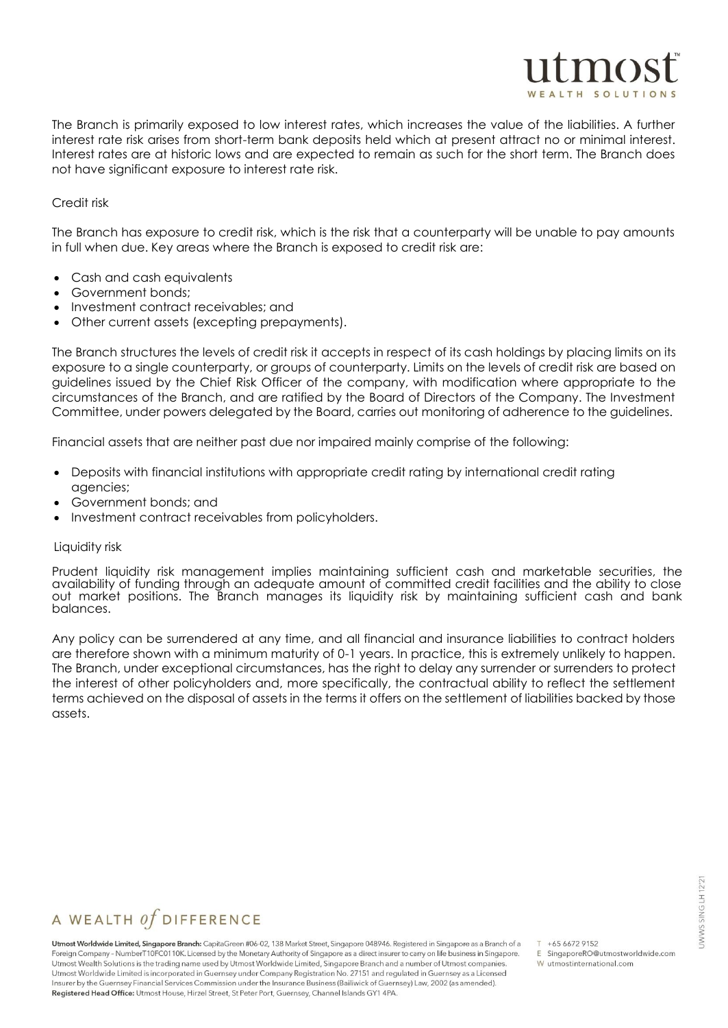The Branch is primarily exposed to low interest rates, which increases the value of the liabilities. A further interest rate risk arises from short-term bank deposits held which at present attract no or minimal interest. Interest rates are at historic lows and are expected to remain as such for the short term. The Branch does not have significant exposure to interest rate risk.

### Credit risk

The Branch has exposure to credit risk, which is the risk that a counterparty will be unable to pay amounts in full when due. Key areas where the Branch is exposed to credit risk are:

- Cash and cash equivalents
- Government bonds;
- Investment contract receivables; and
- Other current assets (excepting prepayments).

The Branch structures the levels of credit risk it accepts in respect of its cash holdings by placing limits on its exposure to a single counterparty, or groups of counterparty. Limits on the levels of credit risk are based on guidelines issued by the Chief Risk Officer of the company, with modification where appropriate to the circumstances of the Branch, and are ratified by the Board of Directors of the Company. The Investment Committee, under powers delegated by the Board, carries out monitoring of adherence to the guidelines.

Financial assets that are neither past due nor impaired mainly comprise of the following:

- Deposits with financial institutions with appropriate credit rating by international credit rating agencies;
- Government bonds; and
- Investment contract receivables from policyholders.

### Liquidity risk

Prudent liquidity risk management implies maintaining sufficient cash and marketable securities, the availability of funding through an adequate amount of committed credit facilities and the ability to close out market positions. The Branch manages its liquidity risk by maintaining sufficient cash and bank balances.

Any policy can be surrendered at any time, and all financial and insurance liabilities to contract holders are therefore shown with a minimum maturity of 0-1 years. In practice, this is extremely unlikely to happen. The Branch, under exceptional circumstances, has the right to delay any surrender or surrenders to protect the interest of other policyholders and, more specifically, the contractual ability to reflect the settlement terms achieved on the disposal of assets in the terms it offers on the settlement of liabilities backed by those assets.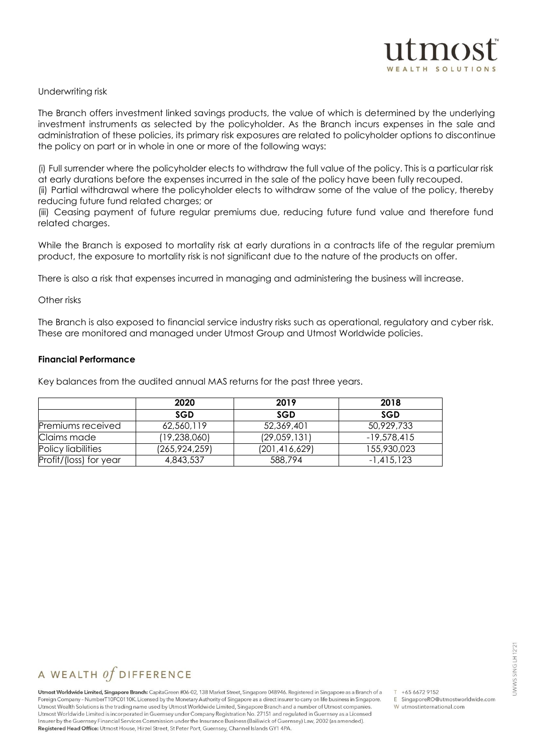Underwriting risk

The Branch offers investment linked savings products, the value of which is determined by the underlying investment instruments as selected by the policyholder. As the Branch incurs expenses in the sale and administration of these policies, its primary risk exposures are related to policyholder options to discontinue the policy on part or in whole in one or more of the following ways:

(i) Full surrender where the policyholder elects to withdraw the full value of the policy. This is a particular risk at early durations before the expenses incurred in the sale of the policy have been fully recouped.
(ii) Partial withdrawal where the policyholder elects to withdraw some of the value of the policy, thereby reducing future fund related charges; or
(iii) Ceasing payment of future regular premiums due, reducing future fund value and therefore fund related charges.

While the Branch is exposed to mortality risk at early durations in a contracts life of the regular premium product, the exposure to mortality risk is not significant due to the nature of the products on offer.

There is also a risk that expenses incurred in managing and administering the business will increase.

Other risks

The Branch is also exposed to financial service industry risks such as operational, regulatory and cyber risk. These are monitored and managed under Utmost Group and Utmost Worldwide policies.

**Financial Performance**

Key balances from the audited annual MAS returns for the past three years.

| | **2020** | **2019** | **2018** |
|---|---|---|---|
| | **SGD** | **SGD** | **SGD** |
| Premiums received | 62,560,119 | 52,369,401 | 50,929,733 |
| Claims made | (19,238,060) | (29,059,131) | -19,578,415 |
| Policy liabilities | (265,924,259) | (201,416,629) | 155,930,023 |
| Profit/(loss) for year | 4,843,537 | 588,794 | -1,415,123 |